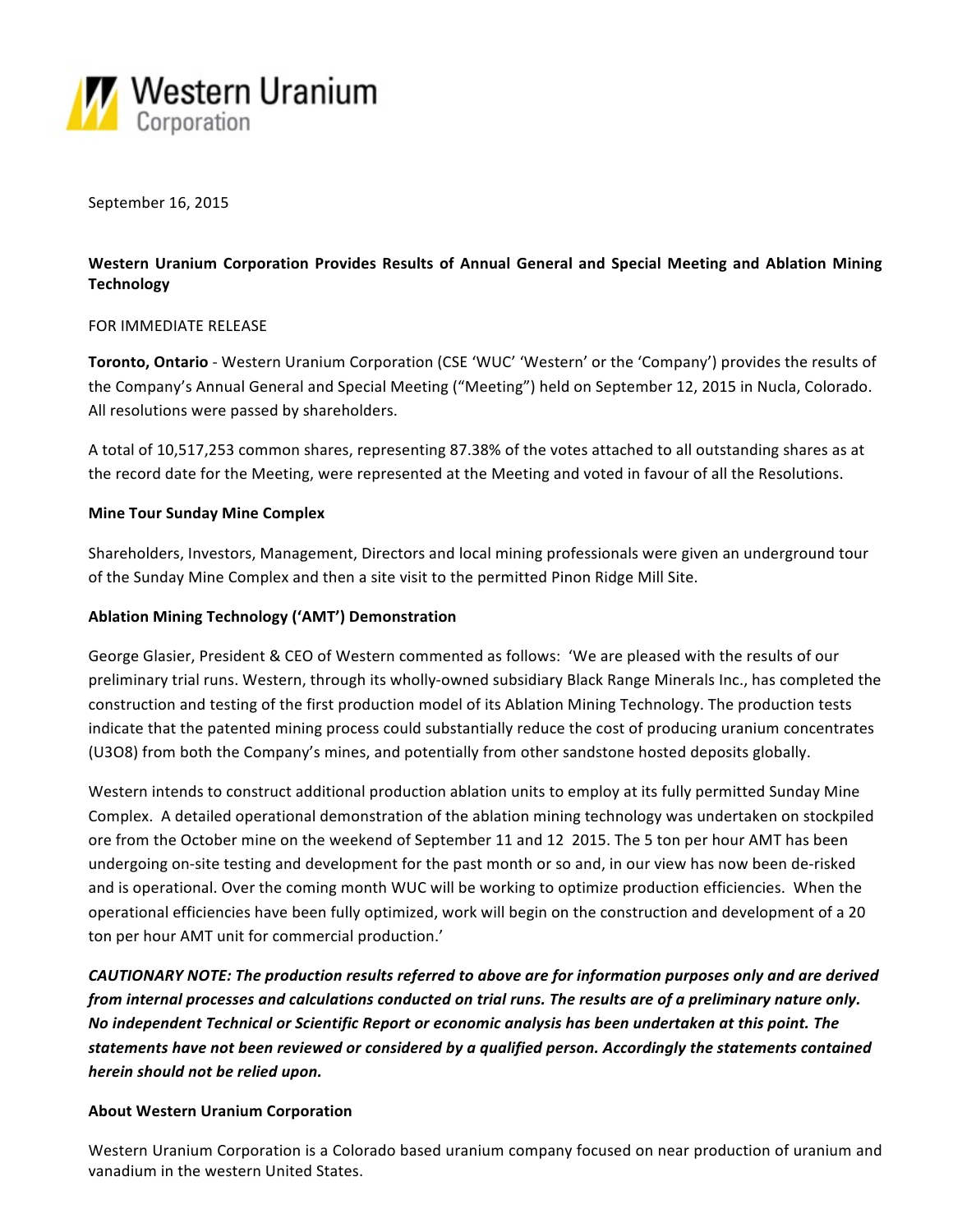Western Uranium Corporation

September 16, 2015

**Western Uranium Corporation Provides Results of Annual General and Special Meeting and Ablation Mining Technology**

FOR IMMEDIATE RELEASE

**Toronto, Ontario** - Western Uranium Corporation (CSE 'WUC' 'Western' or the 'Company') provides the results of the Company's Annual General and Special Meeting ("Meeting") held on September 12, 2015 in Nucla, Colorado. All resolutions were passed by shareholders.

A total of 10,517,253 common shares, representing 87.38% of the votes attached to all outstanding shares as at the record date for the Meeting, were represented at the Meeting and voted in favour of all the Resolutions.

**Mine Tour Sunday Mine Complex**

Shareholders, Investors, Management, Directors and local mining professionals were given an underground tour of the Sunday Mine Complex and then a site visit to the permitted Pinon Ridge Mill Site.

**Ablation Mining Technology ('AMT') Demonstration**

George Glasier, President & CEO of Western commented as follows: 'We are pleased with the results of our preliminary trial runs. Western, through its wholly-owned subsidiary Black Range Minerals Inc., has completed the construction and testing of the first production model of its Ablation Mining Technology. The production tests indicate that the patented mining process could substantially reduce the cost of producing uranium concentrates ($U_3O_8$) from both the Company's mines, and potentially from other sandstone hosted deposits globally.

Western intends to construct additional production ablation units to employ at its fully permitted Sunday Mine Complex. A detailed operational demonstration of the ablation mining technology was undertaken on stockpiled ore from the October mine on the weekend of September 11 and 12 2015. The 5 ton per hour AMT has been undergoing on-site testing and development for the past month or so and, in our view has now been de-risked and is operational. Over the coming month WUC will be working to optimize production efficiencies. When the operational efficiencies have been fully optimized, work will begin on the construction and development of a 20 ton per hour AMT unit for commercial production.'

***CAUTIONARY NOTE: The production results referred to above are for information purposes only and are derived from internal processes and calculations conducted on trial runs. The results are of a preliminary nature only. No independent Technical or Scientific Report or economic analysis has been undertaken at this point. The statements have not been reviewed or considered by a qualified person. Accordingly the statements contained herein should not be relied upon.***

**About Western Uranium Corporation**

Western Uranium Corporation is a Colorado based uranium company focused on near production of uranium and vanadium in the western United States.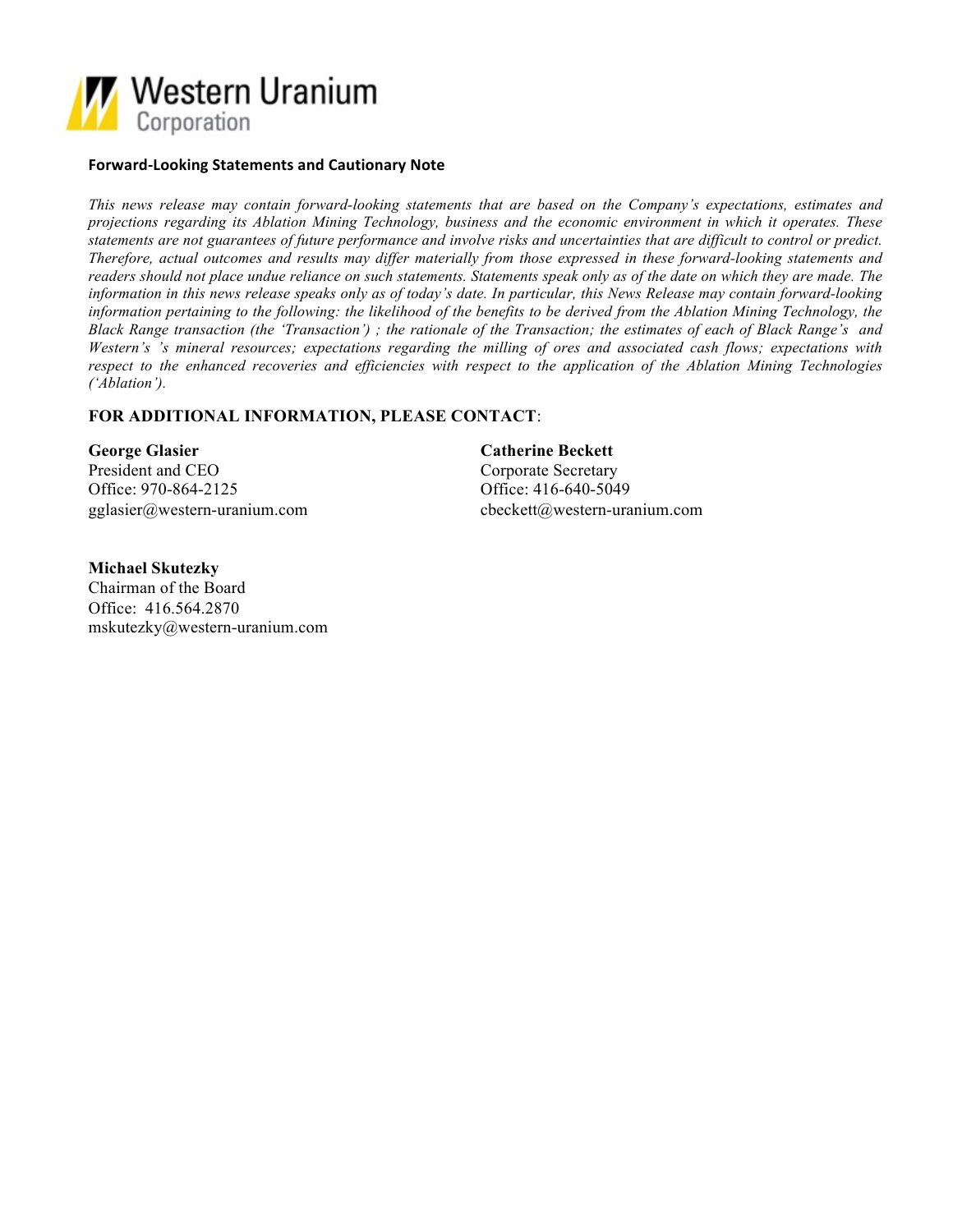**Forward-Looking Statements and Cautionary Note**

*This news release may contain forward-looking statements that are based on the Company's expectations, estimates and projections regarding its Ablation Mining Technology, business and the economic environment in which it operates. These statements are not guarantees of future performance and involve risks and uncertainties that are difficult to control or predict. Therefore, actual outcomes and results may differ materially from those expressed in these forward-looking statements and readers should not place undue reliance on such statements. Statements speak only as of the date on which they are made. The information in this news release speaks only as of today's date. In particular, this News Release may contain forward-looking information pertaining to the following: the likelihood of the benefits to be derived from the Ablation Mining Technology, the Black Range transaction (the 'Transaction') ; the rationale of the Transaction; the estimates of each of Black Range's and Western's 's mineral resources; expectations regarding the milling of ores and associated cash flows; expectations with respect to the enhanced recoveries and efficiencies with respect to the application of the Ablation Mining Technologies ('Ablation').*

**FOR ADDITIONAL INFORMATION, PLEASE CONTACT**:

**George Glasier**
President and CEO
Office: 970-864-2125
gglasier@western-uranium.com

**Catherine Beckett**
Corporate Secretary
Office: 416-640-5049
cbeckett@western-uranium.com

**Michael Skutezky**
Chairman of the Board
Office: 416.564.2870
mskutezky@western-uranium.com